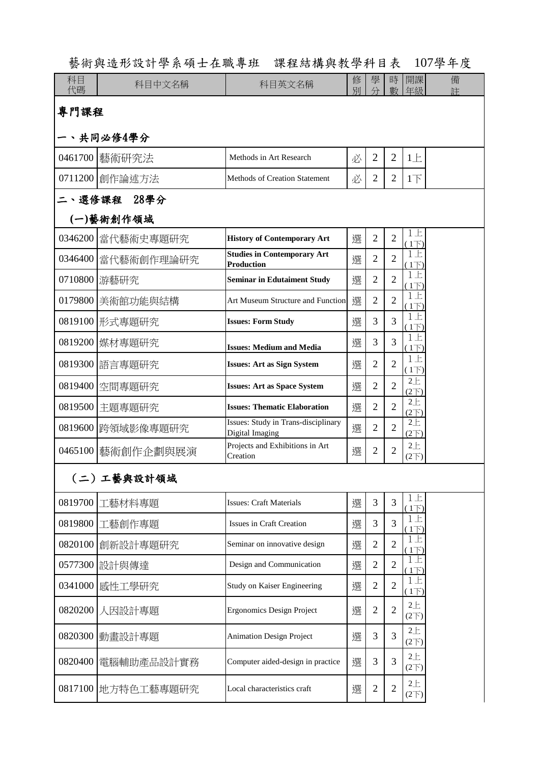# 藝術與造形設計學系碩士在職專班　課程結構與教學科目表　107學年度

| 科目代碼 | 科目中文名稱 | 科目英文名稱 | 修別 | 學分 | 時數 | 開課年級 | 備註 |
|---|---|---|---|---|---|---|---|
| **專門課程** | | | | | | | |
| **一、共同必修4學分** | | | | | | | |
| 0461700 | 藝術研究法 | Methods in Art Research | 必 | 2 | 2 | 1上 | |
| 0711200 | 創作論述方法 | Methods of Creation Statement | 必 | 2 | 2 | 1下 | |
| **二、選修課程　28學分** | | | | | | | |
| **(一)藝術創作領域** | | | | | | | |
| 0346200 | 當代藝術史專題研究 | **History of Contemporary Art** | 選 | 2 | 2 | 1上(1下) | |
| 0346400 | 當代藝術創作理論研究 | **Studies in Contemporary Art Production** | 選 | 2 | 2 | 1上(1下) | |
| 0710800 | 游藝研究 | **Seminar in Edutaiment Study** | 選 | 2 | 2 | 1上(1下) | |
| 0179800 | 美術館功能與結構 | Art Museum Structure and Function | 選 | 2 | 2 | 1上(1下) | |
| 0819100 | 形式專題研究 | **Issues: Form Study** | 選 | 3 | 3 | 1上(1下) | |
| 0819200 | 媒材專題研究 | **Issues: Medium and Media** | 選 | 3 | 3 | 1上(1下) | |
| 0819300 | 語言專題研究 | **Issues: Art as Sign System** | 選 | 2 | 2 | 1上(1下) | |
| 0819400 | 空間專題研究 | **Issues: Art as Space System** | 選 | 2 | 2 | 2上(2下) | |
| 0819500 | 主題專題研究 | **Issues: Thematic Elaboration** | 選 | 2 | 2 | 2上(2下) | |
| 0819600 | 跨領域影像專題研究 | Issues: Study in Trans-disciplinary Digital Imaging | 選 | 2 | 2 | 2上(2下) | |
| 0465100 | 藝術創作企劃與展演 | Projects and Exhibitions in Art Creation | 選 | 2 | 2 | 2上(2下) | |
| **（二）工藝與設計領域** | | | | | | | |
| 0819700 | 工藝材料專題 | Issues: Craft Materials | 選 | 3 | 3 | 1上(1下) | |
| 0819800 | 工藝創作專題 | Issues in Craft Creation | 選 | 3 | 3 | 1上(1下) | |
| 0820100 | 創新設計專題研究 | Seminar on innovative design | 選 | 2 | 2 | 1上(1下) | |
| 0577300 | 設計與傳達 | Design and Communication | 選 | 2 | 2 | 1上(1下) | |
| 0341000 | 感性工學研究 | Study on Kaiser Engineering | 選 | 2 | 2 | 1上(1下) | |
| 0820200 | 人因設計專題 | Ergonomics Design Project | 選 | 2 | 2 | 2上(2下) | |
| 0820300 | 動畫設計專題 | Animation Design Project | 選 | 3 | 3 | 2上(2下) | |
| 0820400 | 電腦輔助產品設計實務 | Computer aided-design in practice | 選 | 3 | 3 | 2上(2下) | |
| 0817100 | 地方特色工藝專題研究 | Local characteristics craft | 選 | 2 | 2 | 2上(2下) | |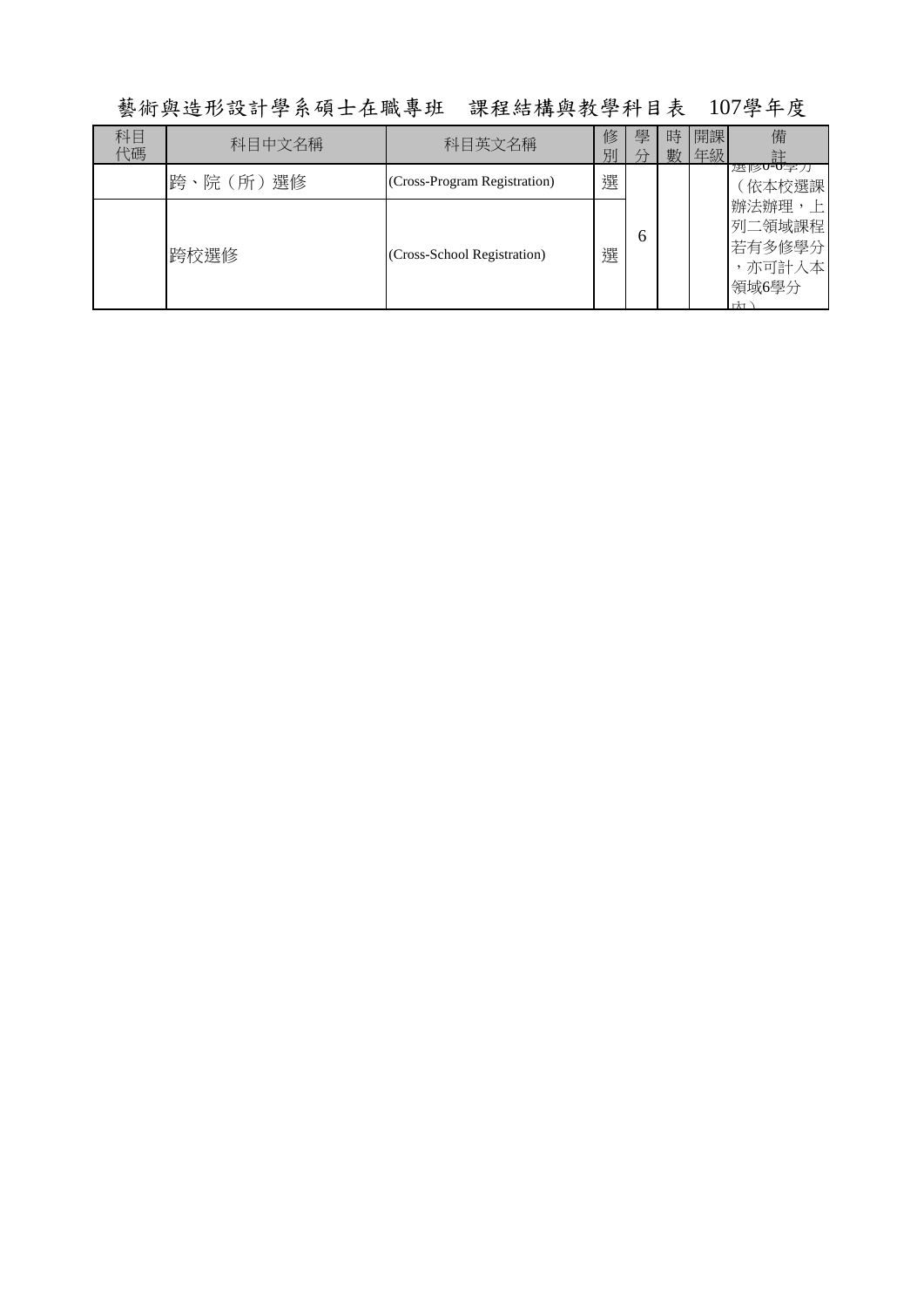# 藝術與造形設計學系碩士在職專班　課程結構與教學科目表　107學年度

| 科目代碼 | 科目中文名稱 | 科目英文名稱 | 修別 | 學分 | 時數 | 開課年級 | 備註 |
|---|---|---|---|---|---|---|---|
| | 跨、院（所）選修 | (Cross-Program Registration) | 選 | 6 | | | 選修0-6學分（依本校選課辦法辦理，上列二領域課程若有多修學分，亦可計入本領域6學分內） |
| | 跨校選修 | (Cross-School Registration) | 選 | | | | |